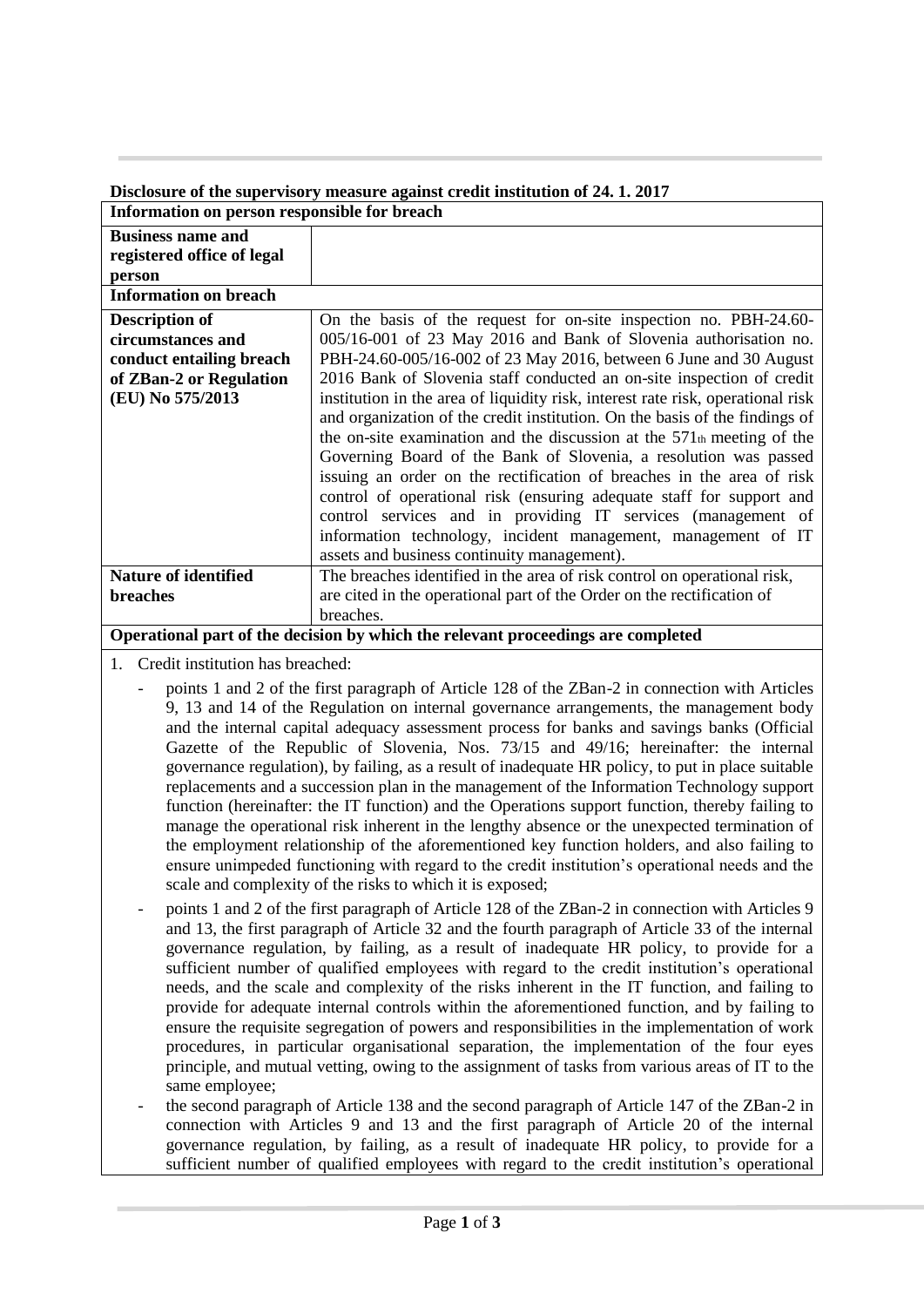**Disclosure of the supervisory measure against credit institution of 24. 1. 2017**

| **Information on person responsible for breach** | |
|---|---|
| **Business name and registered office of legal person** | |
| **Information on breach** | |
| **Description of circumstances and conduct entailing breach of ZBan-2 or Regulation (EU) No 575/2013** | On the basis of the request for on-site inspection no. PBH-24.60-005/16-001 of 23 May 2016 and Bank of Slovenia authorisation no. PBH-24.60-005/16-002 of 23 May 2016, between 6 June and 30 August 2016 Bank of Slovenia staff conducted an on-site inspection of credit institution in the area of liquidity risk, interest rate risk, operational risk and organization of the credit institution. On the basis of the findings of the on-site examination and the discussion at the 571th meeting of the Governing Board of the Bank of Slovenia, a resolution was passed issuing an order on the rectification of breaches in the area of risk control of operational risk (ensuring adequate staff for support and control services and in providing IT services (management of information technology, incident management, management of IT assets and business continuity management). |
| **Nature of identified breaches** | The breaches identified in the area of risk control on operational risk, are cited in the operational part of the Order on the rectification of breaches. |

**Operational part of the decision by which the relevant proceedings are completed**

1. Credit institution has breached:
   - points 1 and 2 of the first paragraph of Article 128 of the ZBan-2 in connection with Articles 9, 13 and 14 of the Regulation on internal governance arrangements, the management body and the internal capital adequacy assessment process for banks and savings banks (Official Gazette of the Republic of Slovenia, Nos. 73/15 and 49/16; hereinafter: the internal governance regulation), by failing, as a result of inadequate HR policy, to put in place suitable replacements and a succession plan in the management of the Information Technology support function (hereinafter: the IT function) and the Operations support function, thereby failing to manage the operational risk inherent in the lengthy absence or the unexpected termination of the employment relationship of the aforementioned key function holders, and also failing to ensure unimpeded functioning with regard to the credit institution's operational needs and the scale and complexity of the risks to which it is exposed;
   - points 1 and 2 of the first paragraph of Article 128 of the ZBan-2 in connection with Articles 9 and 13, the first paragraph of Article 32 and the fourth paragraph of Article 33 of the internal governance regulation, by failing, as a result of inadequate HR policy, to provide for a sufficient number of qualified employees with regard to the credit institution's operational needs, and the scale and complexity of the risks inherent in the IT function, and failing to provide for adequate internal controls within the aforementioned function, and by failing to ensure the requisite segregation of powers and responsibilities in the implementation of work procedures, in particular organisational separation, the implementation of the four eyes principle, and mutual vetting, owing to the assignment of tasks from various areas of IT to the same employee;
   - the second paragraph of Article 138 and the second paragraph of Article 147 of the ZBan-2 in connection with Articles 9 and 13 and the first paragraph of Article 20 of the internal governance regulation, by failing, as a result of inadequate HR policy, to provide for a sufficient number of qualified employees with regard to the credit institution's operational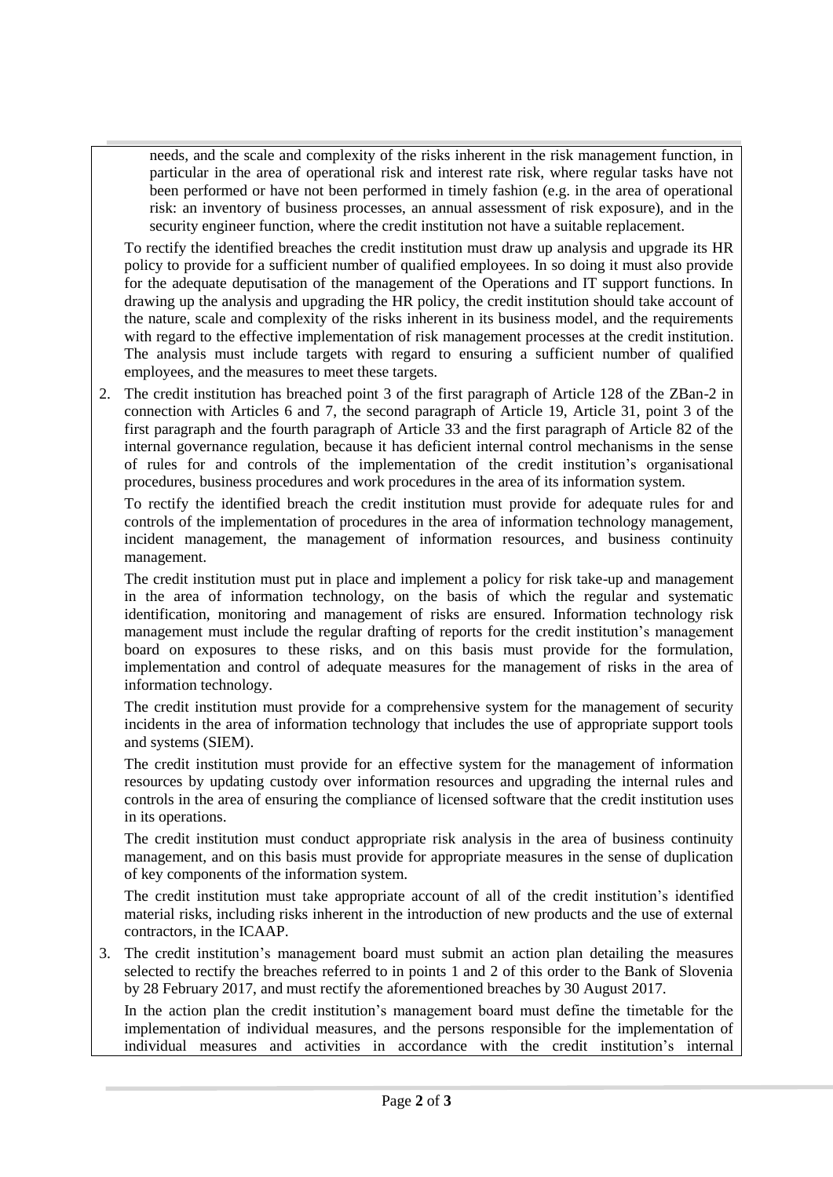needs, and the scale and complexity of the risks inherent in the risk management function, in particular in the area of operational risk and interest rate risk, where regular tasks have not been performed or have not been performed in timely fashion (e.g. in the area of operational risk: an inventory of business processes, an annual assessment of risk exposure), and in the security engineer function, where the credit institution not have a suitable replacement.

To rectify the identified breaches the credit institution must draw up analysis and upgrade its HR policy to provide for a sufficient number of qualified employees. In so doing it must also provide for the adequate deputisation of the management of the Operations and IT support functions. In drawing up the analysis and upgrading the HR policy, the credit institution should take account of the nature, scale and complexity of the risks inherent in its business model, and the requirements with regard to the effective implementation of risk management processes at the credit institution. The analysis must include targets with regard to ensuring a sufficient number of qualified employees, and the measures to meet these targets.

2. The credit institution has breached point 3 of the first paragraph of Article 128 of the ZBan-2 in connection with Articles 6 and 7, the second paragraph of Article 19, Article 31, point 3 of the first paragraph and the fourth paragraph of Article 33 and the first paragraph of Article 82 of the internal governance regulation, because it has deficient internal control mechanisms in the sense of rules for and controls of the implementation of the credit institution's organisational procedures, business procedures and work procedures in the area of its information system.

   To rectify the identified breach the credit institution must provide for adequate rules for and controls of the implementation of procedures in the area of information technology management, incident management, the management of information resources, and business continuity management.

   The credit institution must put in place and implement a policy for risk take-up and management in the area of information technology, on the basis of which the regular and systematic identification, monitoring and management of risks are ensured. Information technology risk management must include the regular drafting of reports for the credit institution's management board on exposures to these risks, and on this basis must provide for the formulation, implementation and control of adequate measures for the management of risks in the area of information technology.

   The credit institution must provide for a comprehensive system for the management of security incidents in the area of information technology that includes the use of appropriate support tools and systems (SIEM).

   The credit institution must provide for an effective system for the management of information resources by updating custody over information resources and upgrading the internal rules and controls in the area of ensuring the compliance of licensed software that the credit institution uses in its operations.

   The credit institution must conduct appropriate risk analysis in the area of business continuity management, and on this basis must provide for appropriate measures in the sense of duplication of key components of the information system.

   The credit institution must take appropriate account of all of the credit institution's identified material risks, including risks inherent in the introduction of new products and the use of external contractors, in the ICAAP.

3. The credit institution's management board must submit an action plan detailing the measures selected to rectify the breaches referred to in points 1 and 2 of this order to the Bank of Slovenia by 28 February 2017, and must rectify the aforementioned breaches by 30 August 2017.

   In the action plan the credit institution's management board must define the timetable for the implementation of individual measures, and the persons responsible for the implementation of individual measures and activities in accordance with the credit institution's internal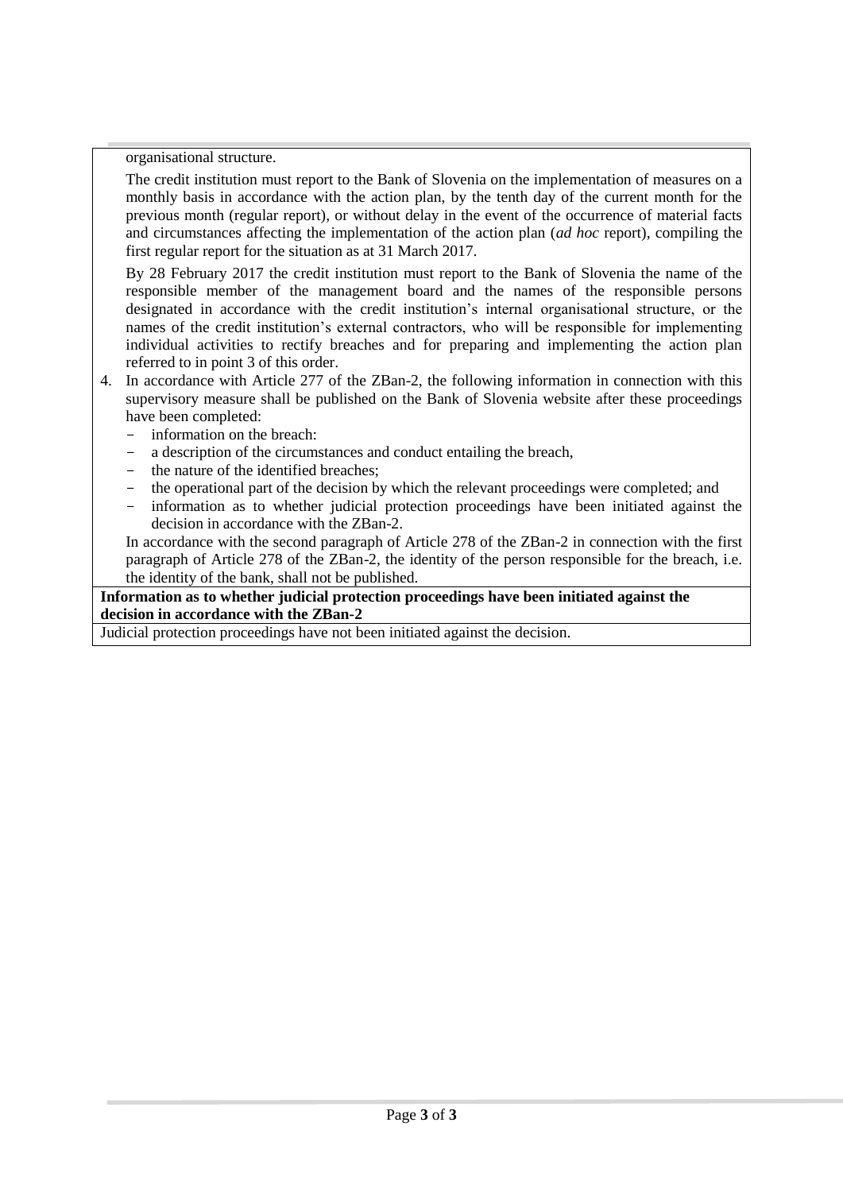organisational structure.

The credit institution must report to the Bank of Slovenia on the implementation of measures on a monthly basis in accordance with the action plan, by the tenth day of the current month for the previous month (regular report), or without delay in the event of the occurrence of material facts and circumstances affecting the implementation of the action plan (*ad hoc* report), compiling the first regular report for the situation as at 31 March 2017.

By 28 February 2017 the credit institution must report to the Bank of Slovenia the name of the responsible member of the management board and the names of the responsible persons designated in accordance with the credit institution's internal organisational structure, or the names of the credit institution's external contractors, who will be responsible for implementing individual activities to rectify breaches and for preparing and implementing the action plan referred to in point 3 of this order.

4. In accordance with Article 277 of the ZBan-2, the following information in connection with this supervisory measure shall be published on the Bank of Slovenia website after these proceedings have been completed:
   - information on the breach:
   - a description of the circumstances and conduct entailing the breach,
   - the nature of the identified breaches;
   - the operational part of the decision by which the relevant proceedings were completed; and
   - information as to whether judicial protection proceedings have been initiated against the decision in accordance with the ZBan-2.

   In accordance with the second paragraph of Article 278 of the ZBan-2 in connection with the first paragraph of Article 278 of the ZBan-2, the identity of the person responsible for the breach, i.e. the identity of the bank, shall not be published.

**Information as to whether judicial protection proceedings have been initiated against the decision in accordance with the ZBan-2**

Judicial protection proceedings have not been initiated against the decision.